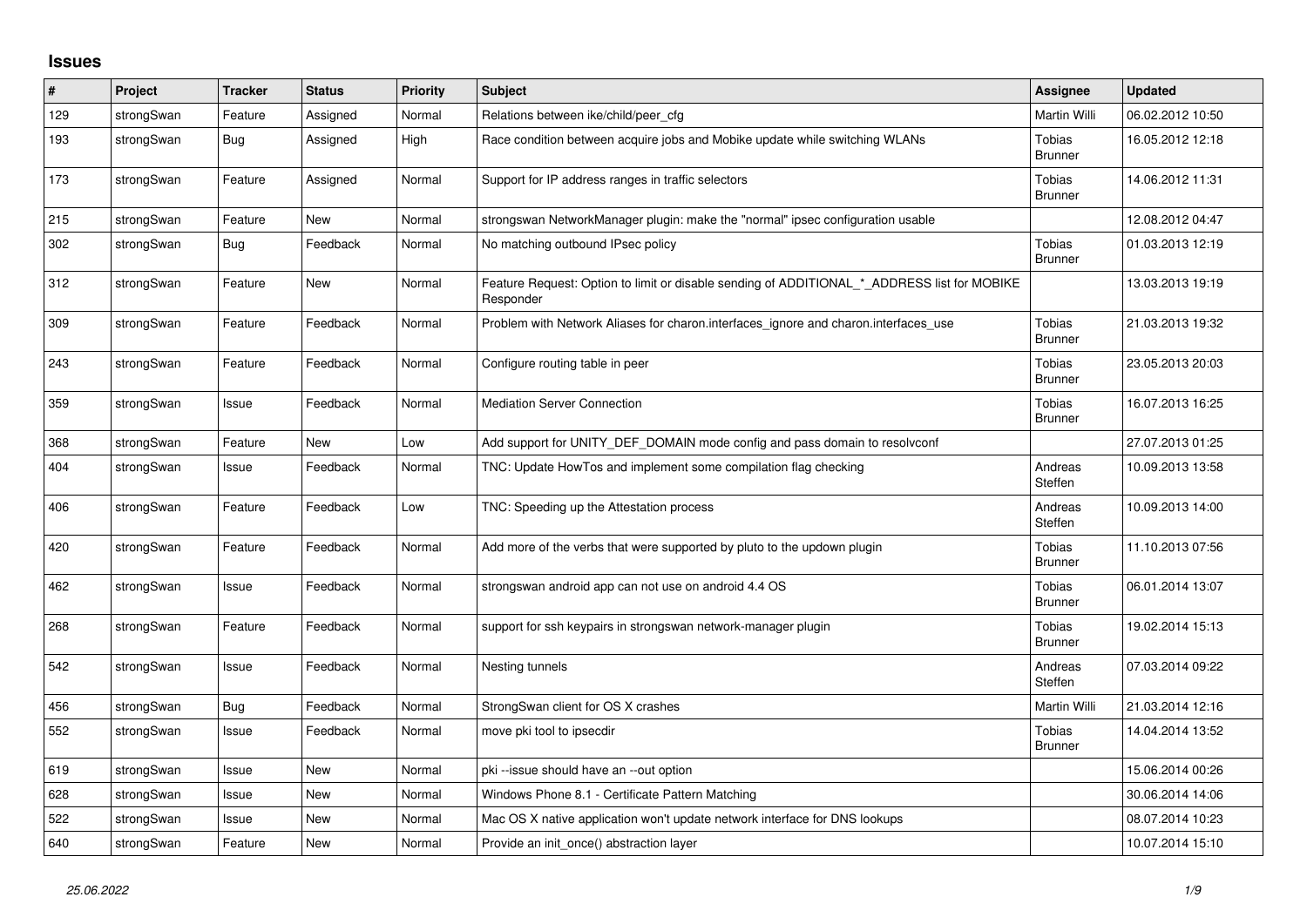# Issues

| # | Project | Tracker | Status | Priority | Subject | Assignee | Updated |
|---|---|---|---|---|---|---|---|
| 129 | strongSwan | Feature | Assigned | Normal | Relations between ike/child/peer_cfg | Martin Willi | 06.02.2012 10:50 |
| 193 | strongSwan | Bug | Assigned | High | Race condition between acquire jobs and Mobike update while switching WLANs | Tobias Brunner | 16.05.2012 12:18 |
| 173 | strongSwan | Feature | Assigned | Normal | Support for IP address ranges in traffic selectors | Tobias Brunner | 14.06.2012 11:31 |
| 215 | strongSwan | Feature | New | Normal | strongswan NetworkManager plugin: make the "normal" ipsec configuration usable | | 12.08.2012 04:47 |
| 302 | strongSwan | Bug | Feedback | Normal | No matching outbound IPsec policy | Tobias Brunner | 01.03.2013 12:19 |
| 312 | strongSwan | Feature | New | Normal | Feature Request: Option to limit or disable sending of ADDITIONAL_*_ADDRESS list for MOBIKE Responder | | 13.03.2013 19:19 |
| 309 | strongSwan | Feature | Feedback | Normal | Problem with Network Aliases for charon.interfaces_ignore and charon.interfaces_use | Tobias Brunner | 21.03.2013 19:32 |
| 243 | strongSwan | Feature | Feedback | Normal | Configure routing table in peer | Tobias Brunner | 23.05.2013 20:03 |
| 359 | strongSwan | Issue | Feedback | Normal | Mediation Server Connection | Tobias Brunner | 16.07.2013 16:25 |
| 368 | strongSwan | Feature | New | Low | Add support for UNITY_DEF_DOMAIN mode config and pass domain to resolvconf | | 27.07.2013 01:25 |
| 404 | strongSwan | Issue | Feedback | Normal | TNC: Update HowTos and implement some compilation flag checking | Andreas Steffen | 10.09.2013 13:58 |
| 406 | strongSwan | Feature | Feedback | Low | TNC: Speeding up the Attestation process | Andreas Steffen | 10.09.2013 14:00 |
| 420 | strongSwan | Feature | Feedback | Normal | Add more of the verbs that were supported by pluto to the updown plugin | Tobias Brunner | 11.10.2013 07:56 |
| 462 | strongSwan | Issue | Feedback | Normal | strongswan android app can not use on android 4.4 OS | Tobias Brunner | 06.01.2014 13:07 |
| 268 | strongSwan | Feature | Feedback | Normal | support for ssh keypairs in strongswan network-manager plugin | Tobias Brunner | 19.02.2014 15:13 |
| 542 | strongSwan | Issue | Feedback | Normal | Nesting tunnels | Andreas Steffen | 07.03.2014 09:22 |
| 456 | strongSwan | Bug | Feedback | Normal | StrongSwan client for OS X crashes | Martin Willi | 21.03.2014 12:16 |
| 552 | strongSwan | Issue | Feedback | Normal | move pki tool to ipsecdir | Tobias Brunner | 14.04.2014 13:52 |
| 619 | strongSwan | Issue | New | Normal | pki --issue should have an --out option | | 15.06.2014 00:26 |
| 628 | strongSwan | Issue | New | Normal | Windows Phone 8.1 - Certificate Pattern Matching | | 30.06.2014 14:06 |
| 522 | strongSwan | Issue | New | Normal | Mac OS X native application won't update network interface for DNS lookups | | 08.07.2014 10:23 |
| 640 | strongSwan | Feature | New | Normal | Provide an init_once() abstraction layer | | 10.07.2014 15:10 |

*25.06.2022*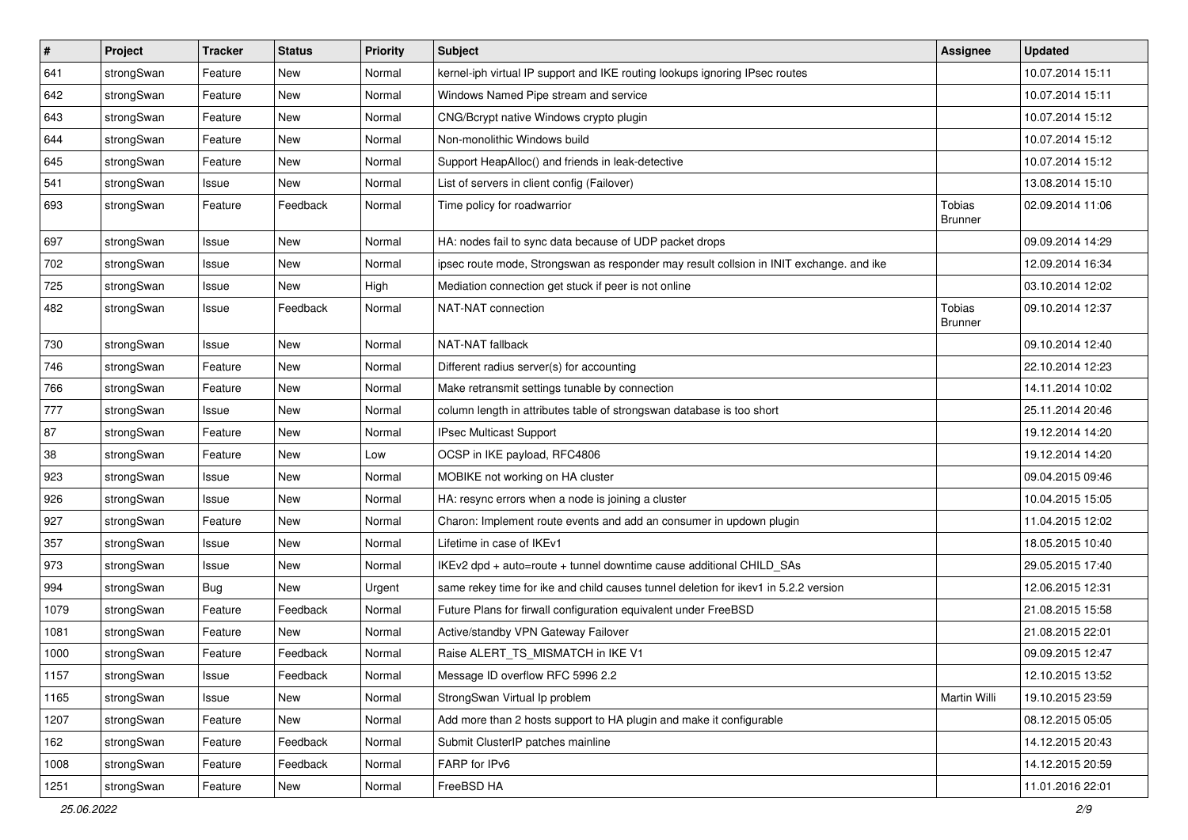| # | Project | Tracker | Status | Priority | Subject | Assignee | Updated |
|---|---|---|---|---|---|---|---|
| 641 | strongSwan | Feature | New | Normal | kernel-iph virtual IP support and IKE routing lookups ignoring IPsec routes | | 10.07.2014 15:11 |
| 642 | strongSwan | Feature | New | Normal | Windows Named Pipe stream and service | | 10.07.2014 15:11 |
| 643 | strongSwan | Feature | New | Normal | CNG/Bcrypt native Windows crypto plugin | | 10.07.2014 15:12 |
| 644 | strongSwan | Feature | New | Normal | Non-monolithic Windows build | | 10.07.2014 15:12 |
| 645 | strongSwan | Feature | New | Normal | Support HeapAlloc() and friends in leak-detective | | 10.07.2014 15:12 |
| 541 | strongSwan | Issue | New | Normal | List of servers in client config (Failover) | | 13.08.2014 15:10 |
| 693 | strongSwan | Feature | Feedback | Normal | Time policy for roadwarrior | Tobias Brunner | 02.09.2014 11:06 |
| 697 | strongSwan | Issue | New | Normal | HA: nodes fail to sync data because of UDP packet drops | | 09.09.2014 14:29 |
| 702 | strongSwan | Issue | New | Normal | ipsec route mode, Strongswan as responder may result collsion in INIT exchange. and ike | | 12.09.2014 16:34 |
| 725 | strongSwan | Issue | New | High | Mediation connection get stuck if peer is not online | | 03.10.2014 12:02 |
| 482 | strongSwan | Issue | Feedback | Normal | NAT-NAT connection | Tobias Brunner | 09.10.2014 12:37 |
| 730 | strongSwan | Issue | New | Normal | NAT-NAT fallback | | 09.10.2014 12:40 |
| 746 | strongSwan | Feature | New | Normal | Different radius server(s) for accounting | | 22.10.2014 12:23 |
| 766 | strongSwan | Feature | New | Normal | Make retransmit settings tunable by connection | | 14.11.2014 10:02 |
| 777 | strongSwan | Issue | New | Normal | column length in attributes table of strongswan database is too short | | 25.11.2014 20:46 |
| 87 | strongSwan | Feature | New | Normal | IPsec Multicast Support | | 19.12.2014 14:20 |
| 38 | strongSwan | Feature | New | Low | OCSP in IKE payload, RFC4806 | | 19.12.2014 14:20 |
| 923 | strongSwan | Issue | New | Normal | MOBIKE not working on HA cluster | | 09.04.2015 09:46 |
| 926 | strongSwan | Issue | New | Normal | HA: resync errors when a node is joining a cluster | | 10.04.2015 15:05 |
| 927 | strongSwan | Feature | New | Normal | Charon: Implement route events and add an consumer in updown plugin | | 11.04.2015 12:02 |
| 357 | strongSwan | Issue | New | Normal | Lifetime in case of IKEv1 | | 18.05.2015 10:40 |
| 973 | strongSwan | Issue | New | Normal | IKEv2 dpd + auto=route + tunnel downtime cause additional CHILD_SAs | | 29.05.2015 17:40 |
| 994 | strongSwan | Bug | New | Urgent | same rekey time for ike and child causes tunnel deletion for ikev1 in 5.2.2 version | | 12.06.2015 12:31 |
| 1079 | strongSwan | Feature | Feedback | Normal | Future Plans for firwall configuration equivalent under FreeBSD | | 21.08.2015 15:58 |
| 1081 | strongSwan | Feature | New | Normal | Active/standby VPN Gateway Failover | | 21.08.2015 22:01 |
| 1000 | strongSwan | Feature | Feedback | Normal | Raise ALERT_TS_MISMATCH in IKE V1 | | 09.09.2015 12:47 |
| 1157 | strongSwan | Issue | Feedback | Normal | Message ID overflow RFC 5996 2.2 | | 12.10.2015 13:52 |
| 1165 | strongSwan | Issue | New | Normal | StrongSwan Virtual Ip problem | Martin Willi | 19.10.2015 23:59 |
| 1207 | strongSwan | Feature | New | Normal | Add more than 2 hosts support to HA plugin and make it configurable | | 08.12.2015 05:05 |
| 162 | strongSwan | Feature | Feedback | Normal | Submit ClusterIP patches mainline | | 14.12.2015 20:43 |
| 1008 | strongSwan | Feature | Feedback | Normal | FARP for IPv6 | | 14.12.2015 20:59 |
| 1251 | strongSwan | Feature | New | Normal | FreeBSD HA | | 11.01.2016 22:01 |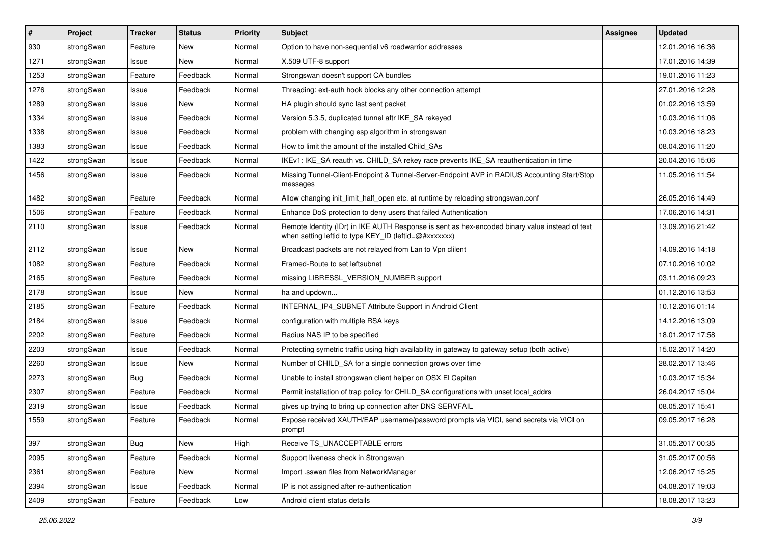| # | Project | Tracker | Status | Priority | Subject | Assignee | Updated |
|---|---|---|---|---|---|---|---|
| 930 | strongSwan | Feature | New | Normal | Option to have non-sequential v6 roadwarrior addresses | | 12.01.2016 16:36 |
| 1271 | strongSwan | Issue | New | Normal | X.509 UTF-8 support | | 17.01.2016 14:39 |
| 1253 | strongSwan | Feature | Feedback | Normal | Strongswan doesn't support CA bundles | | 19.01.2016 11:23 |
| 1276 | strongSwan | Issue | Feedback | Normal | Threading: ext-auth hook blocks any other connection attempt | | 27.01.2016 12:28 |
| 1289 | strongSwan | Issue | New | Normal | HA plugin should sync last sent packet | | 01.02.2016 13:59 |
| 1334 | strongSwan | Issue | Feedback | Normal | Version 5.3.5, duplicated tunnel aftr IKE_SA rekeyed | | 10.03.2016 11:06 |
| 1338 | strongSwan | Issue | Feedback | Normal | problem with changing esp algorithm in strongswan | | 10.03.2016 18:23 |
| 1383 | strongSwan | Issue | Feedback | Normal | How to limit the amount of the installed Child_SAs | | 08.04.2016 11:20 |
| 1422 | strongSwan | Issue | Feedback | Normal | IKEv1: IKE_SA reauth vs. CHILD_SA rekey race prevents IKE_SA reauthentication in time | | 20.04.2016 15:06 |
| 1456 | strongSwan | Issue | Feedback | Normal | Missing Tunnel-Client-Endpoint & Tunnel-Server-Endpoint AVP in RADIUS Accounting Start/Stop messages | | 11.05.2016 11:54 |
| 1482 | strongSwan | Feature | Feedback | Normal | Allow changing init_limit_half_open etc. at runtime by reloading strongswan.conf | | 26.05.2016 14:49 |
| 1506 | strongSwan | Feature | Feedback | Normal | Enhance DoS protection to deny users that failed Authentication | | 17.06.2016 14:31 |
| 2110 | strongSwan | Issue | Feedback | Normal | Remote Identity (IDr) in IKE AUTH Response is sent as hex-encoded binary value instead of text when setting leftid to type KEY_ID (leftid=@#xxxxxxx) | | 13.09.2016 21:42 |
| 2112 | strongSwan | Issue | New | Normal | Broadcast packets are not relayed from Lan to Vpn clilent | | 14.09.2016 14:18 |
| 1082 | strongSwan | Feature | Feedback | Normal | Framed-Route to set leftsubnet | | 07.10.2016 10:02 |
| 2165 | strongSwan | Feature | Feedback | Normal | missing LIBRESSL_VERSION_NUMBER support | | 03.11.2016 09:23 |
| 2178 | strongSwan | Issue | New | Normal | ha and updown... | | 01.12.2016 13:53 |
| 2185 | strongSwan | Feature | Feedback | Normal | INTERNAL_IP4_SUBNET Attribute Support in Android Client | | 10.12.2016 01:14 |
| 2184 | strongSwan | Issue | Feedback | Normal | configuration with multiple RSA keys | | 14.12.2016 13:09 |
| 2202 | strongSwan | Feature | Feedback | Normal | Radius NAS IP to be specified | | 18.01.2017 17:58 |
| 2203 | strongSwan | Issue | Feedback | Normal | Protecting symetric traffic using high availability in gateway to gateway setup (both active) | | 15.02.2017 14:20 |
| 2260 | strongSwan | Issue | New | Normal | Number of CHILD_SA for a single connection grows over time | | 28.02.2017 13:46 |
| 2273 | strongSwan | Bug | Feedback | Normal | Unable to install strongswan client helper on OSX El Capitan | | 10.03.2017 15:34 |
| 2307 | strongSwan | Feature | Feedback | Normal | Permit installation of trap policy for CHILD_SA configurations with unset local_addrs | | 26.04.2017 15:04 |
| 2319 | strongSwan | Issue | Feedback | Normal | gives up trying to bring up connection after DNS SERVFAIL | | 08.05.2017 15:41 |
| 1559 | strongSwan | Feature | Feedback | Normal | Expose received XAUTH/EAP username/password prompts via VICI, send secrets via VICI on prompt | | 09.05.2017 16:28 |
| 397 | strongSwan | Bug | New | High | Receive TS_UNACCEPTABLE errors | | 31.05.2017 00:35 |
| 2095 | strongSwan | Feature | Feedback | Normal | Support liveness check in Strongswan | | 31.05.2017 00:56 |
| 2361 | strongSwan | Feature | New | Normal | Import .sswan files from NetworkManager | | 12.06.2017 15:25 |
| 2394 | strongSwan | Issue | Feedback | Normal | IP is not assigned after re-authentication | | 04.08.2017 19:03 |
| 2409 | strongSwan | Feature | Feedback | Low | Android client status details | | 18.08.2017 13:23 |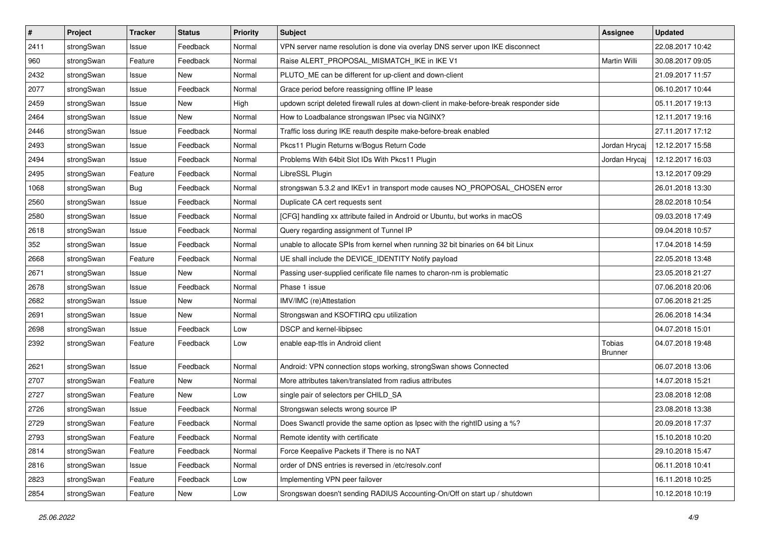| # | Project | Tracker | Status | Priority | Subject | Assignee | Updated |
|---|---|---|---|---|---|---|---|
| 2411 | strongSwan | Issue | Feedback | Normal | VPN server name resolution is done via overlay DNS server upon IKE disconnect | | 22.08.2017 10:42 |
| 960 | strongSwan | Feature | Feedback | Normal | Raise ALERT_PROPOSAL_MISMATCH_IKE in IKE V1 | Martin Willi | 30.08.2017 09:05 |
| 2432 | strongSwan | Issue | New | Normal | PLUTO_ME can be different for up-client and down-client | | 21.09.2017 11:57 |
| 2077 | strongSwan | Issue | Feedback | Normal | Grace period before reassigning offline IP lease | | 06.10.2017 10:44 |
| 2459 | strongSwan | Issue | New | High | updown script deleted firewall rules at down-client in make-before-break responder side | | 05.11.2017 19:13 |
| 2464 | strongSwan | Issue | New | Normal | How to Loadbalance strongswan IPsec via NGINX? | | 12.11.2017 19:16 |
| 2446 | strongSwan | Issue | Feedback | Normal | Traffic loss during IKE reauth despite make-before-break enabled | | 27.11.2017 17:12 |
| 2493 | strongSwan | Issue | Feedback | Normal | Pkcs11 Plugin Returns w/Bogus Return Code | Jordan Hrycaj | 12.12.2017 15:58 |
| 2494 | strongSwan | Issue | Feedback | Normal | Problems With 64bit Slot IDs With Pkcs11 Plugin | Jordan Hrycaj | 12.12.2017 16:03 |
| 2495 | strongSwan | Feature | Feedback | Normal | LibreSSL Plugin | | 13.12.2017 09:29 |
| 1068 | strongSwan | Bug | Feedback | Normal | strongswan 5.3.2 and IKEv1 in transport mode causes NO_PROPOSAL_CHOSEN error | | 26.01.2018 13:30 |
| 2560 | strongSwan | Issue | Feedback | Normal | Duplicate CA cert requests sent | | 28.02.2018 10:54 |
| 2580 | strongSwan | Issue | Feedback | Normal | [CFG] handling xx attribute failed in Android or Ubuntu, but works in macOS | | 09.03.2018 17:49 |
| 2618 | strongSwan | Issue | Feedback | Normal | Query regarding assignment of Tunnel IP | | 09.04.2018 10:57 |
| 352 | strongSwan | Issue | Feedback | Normal | unable to allocate SPIs from kernel when running 32 bit binaries on 64 bit Linux | | 17.04.2018 14:59 |
| 2668 | strongSwan | Feature | Feedback | Normal | UE shall include the DEVICE_IDENTITY Notify payload | | 22.05.2018 13:48 |
| 2671 | strongSwan | Issue | New | Normal | Passing user-supplied cerificate file names to charon-nm is problematic | | 23.05.2018 21:27 |
| 2678 | strongSwan | Issue | Feedback | Normal | Phase 1 issue | | 07.06.2018 20:06 |
| 2682 | strongSwan | Issue | New | Normal | IMV/IMC (re)Attestation | | 07.06.2018 21:25 |
| 2691 | strongSwan | Issue | New | Normal | Strongswan and KSOFTIRQ cpu utilization | | 26.06.2018 14:34 |
| 2698 | strongSwan | Issue | Feedback | Low | DSCP and kernel-libipsec | | 04.07.2018 15:01 |
| 2392 | strongSwan | Feature | Feedback | Low | enable eap-ttls in Android client | Tobias Brunner | 04.07.2018 19:48 |
| 2621 | strongSwan | Issue | Feedback | Normal | Android: VPN connection stops working, strongSwan shows Connected | | 06.07.2018 13:06 |
| 2707 | strongSwan | Feature | New | Normal | More attributes taken/translated from radius attributes | | 14.07.2018 15:21 |
| 2727 | strongSwan | Feature | New | Low | single pair of selectors per CHILD_SA | | 23.08.2018 12:08 |
| 2726 | strongSwan | Issue | Feedback | Normal | Strongswan selects wrong source IP | | 23.08.2018 13:38 |
| 2729 | strongSwan | Feature | Feedback | Normal | Does Swanctl provide the same option as Ipsec with the rightID using a %? | | 20.09.2018 17:37 |
| 2793 | strongSwan | Feature | Feedback | Normal | Remote identity with certificate | | 15.10.2018 10:20 |
| 2814 | strongSwan | Feature | Feedback | Normal | Force Keepalive Packets if There is no NAT | | 29.10.2018 15:47 |
| 2816 | strongSwan | Issue | Feedback | Normal | order of DNS entries is reversed in /etc/resolv.conf | | 06.11.2018 10:41 |
| 2823 | strongSwan | Feature | Feedback | Low | Implementing VPN peer failover | | 16.11.2018 10:25 |
| 2854 | strongSwan | Feature | New | Low | Srongswan doesn't sending RADIUS Accounting-On/Off on start up / shutdown | | 10.12.2018 10:19 |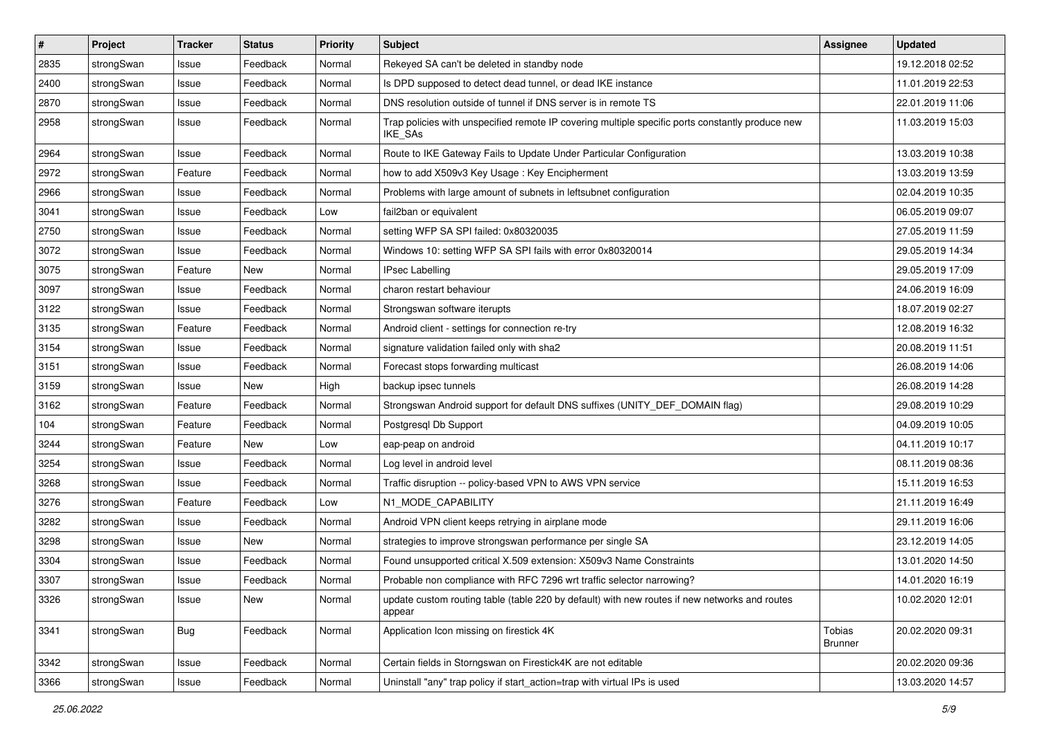| # | Project | Tracker | Status | Priority | Subject | Assignee | Updated |
|---|---|---|---|---|---|---|---|
| 2835 | strongSwan | Issue | Feedback | Normal | Rekeyed SA can't be deleted in standby node | | 19.12.2018 02:52 |
| 2400 | strongSwan | Issue | Feedback | Normal | Is DPD supposed to detect dead tunnel, or dead IKE instance | | 11.01.2019 22:53 |
| 2870 | strongSwan | Issue | Feedback | Normal | DNS resolution outside of tunnel if DNS server is in remote TS | | 22.01.2019 11:06 |
| 2958 | strongSwan | Issue | Feedback | Normal | Trap policies with unspecified remote IP covering multiple specific ports constantly produce new IKE_SAs | | 11.03.2019 15:03 |
| 2964 | strongSwan | Issue | Feedback | Normal | Route to IKE Gateway Fails to Update Under Particular Configuration | | 13.03.2019 10:38 |
| 2972 | strongSwan | Feature | Feedback | Normal | how to add X509v3 Key Usage : Key Encipherment | | 13.03.2019 13:59 |
| 2966 | strongSwan | Issue | Feedback | Normal | Problems with large amount of subnets in leftsubnet configuration | | 02.04.2019 10:35 |
| 3041 | strongSwan | Issue | Feedback | Low | fail2ban or equivalent | | 06.05.2019 09:07 |
| 2750 | strongSwan | Issue | Feedback | Normal | setting WFP SA SPI failed: 0x80320035 | | 27.05.2019 11:59 |
| 3072 | strongSwan | Issue | Feedback | Normal | Windows 10: setting WFP SA SPI fails with error 0x80320014 | | 29.05.2019 14:34 |
| 3075 | strongSwan | Feature | New | Normal | IPsec Labelling | | 29.05.2019 17:09 |
| 3097 | strongSwan | Issue | Feedback | Normal | charon restart behaviour | | 24.06.2019 16:09 |
| 3122 | strongSwan | Issue | Feedback | Normal | Strongswan software iterupts | | 18.07.2019 02:27 |
| 3135 | strongSwan | Feature | Feedback | Normal | Android client - settings for connection re-try | | 12.08.2019 16:32 |
| 3154 | strongSwan | Issue | Feedback | Normal | signature validation failed only with sha2 | | 20.08.2019 11:51 |
| 3151 | strongSwan | Issue | Feedback | Normal | Forecast stops forwarding multicast | | 26.08.2019 14:06 |
| 3159 | strongSwan | Issue | New | High | backup ipsec tunnels | | 26.08.2019 14:28 |
| 3162 | strongSwan | Feature | Feedback | Normal | Strongswan Android support for default DNS suffixes (UNITY_DEF_DOMAIN flag) | | 29.08.2019 10:29 |
| 104 | strongSwan | Feature | Feedback | Normal | Postgresql Db Support | | 04.09.2019 10:05 |
| 3244 | strongSwan | Feature | New | Low | eap-peap on android | | 04.11.2019 10:17 |
| 3254 | strongSwan | Issue | Feedback | Normal | Log level in android level | | 08.11.2019 08:36 |
| 3268 | strongSwan | Issue | Feedback | Normal | Traffic disruption -- policy-based VPN to AWS VPN service | | 15.11.2019 16:53 |
| 3276 | strongSwan | Feature | Feedback | Low | N1_MODE_CAPABILITY | | 21.11.2019 16:49 |
| 3282 | strongSwan | Issue | Feedback | Normal | Android VPN client keeps retrying in airplane mode | | 29.11.2019 16:06 |
| 3298 | strongSwan | Issue | New | Normal | strategies to improve strongswan performance per single SA | | 23.12.2019 14:05 |
| 3304 | strongSwan | Issue | Feedback | Normal | Found unsupported critical X.509 extension: X509v3 Name Constraints | | 13.01.2020 14:50 |
| 3307 | strongSwan | Issue | Feedback | Normal | Probable non compliance with RFC 7296 wrt traffic selector narrowing? | | 14.01.2020 16:19 |
| 3326 | strongSwan | Issue | New | Normal | update custom routing table (table 220 by default) with new routes if new networks and routes appear | | 10.02.2020 12:01 |
| 3341 | strongSwan | Bug | Feedback | Normal | Application Icon missing on firestick 4K | Tobias Brunner | 20.02.2020 09:31 |
| 3342 | strongSwan | Issue | Feedback | Normal | Certain fields in Storngswan on Firestick4K are not editable | | 20.02.2020 09:36 |
| 3366 | strongSwan | Issue | Feedback | Normal | Uninstall "any" trap policy if start_action=trap with virtual IPs is used | | 13.03.2020 14:57 |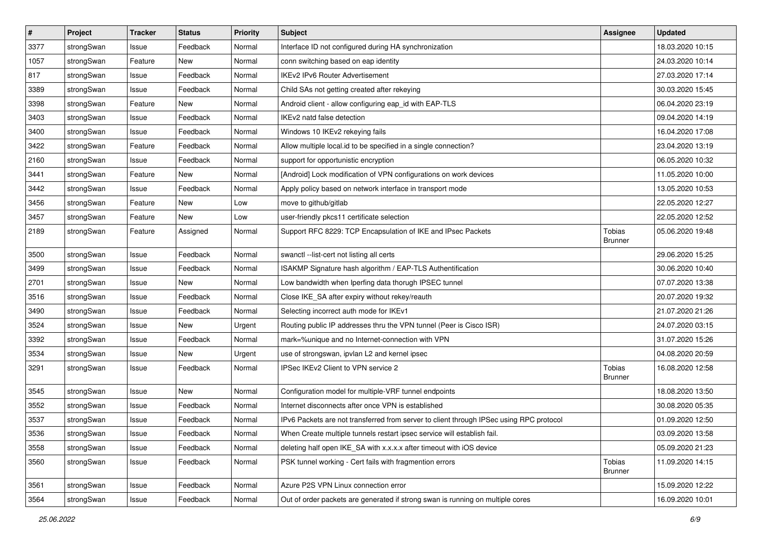| # | Project | Tracker | Status | Priority | Subject | Assignee | Updated |
|---|---|---|---|---|---|---|---|
| 3377 | strongSwan | Issue | Feedback | Normal | Interface ID not configured during HA synchronization | | 18.03.2020 10:15 |
| 1057 | strongSwan | Feature | New | Normal | conn switching based on eap identity | | 24.03.2020 10:14 |
| 817 | strongSwan | Issue | Feedback | Normal | IKEv2 IPv6 Router Advertisement | | 27.03.2020 17:14 |
| 3389 | strongSwan | Issue | Feedback | Normal | Child SAs not getting created after rekeying | | 30.03.2020 15:45 |
| 3398 | strongSwan | Feature | New | Normal | Android client - allow configuring eap_id with EAP-TLS | | 06.04.2020 23:19 |
| 3403 | strongSwan | Issue | Feedback | Normal | IKEv2 natd false detection | | 09.04.2020 14:19 |
| 3400 | strongSwan | Issue | Feedback | Normal | Windows 10 IKEv2 rekeying fails | | 16.04.2020 17:08 |
| 3422 | strongSwan | Feature | Feedback | Normal | Allow multiple local.id to be specified in a single connection? | | 23.04.2020 13:19 |
| 2160 | strongSwan | Issue | Feedback | Normal | support for opportunistic encryption | | 06.05.2020 10:32 |
| 3441 | strongSwan | Feature | New | Normal | [Android] Lock modification of VPN configurations on work devices | | 11.05.2020 10:00 |
| 3442 | strongSwan | Issue | Feedback | Normal | Apply policy based on network interface in transport mode | | 13.05.2020 10:53 |
| 3456 | strongSwan | Feature | New | Low | move to github/gitlab | | 22.05.2020 12:27 |
| 3457 | strongSwan | Feature | New | Low | user-friendly pkcs11 certificate selection | | 22.05.2020 12:52 |
| 2189 | strongSwan | Feature | Assigned | Normal | Support RFC 8229: TCP Encapsulation of IKE and IPsec Packets | Tobias Brunner | 05.06.2020 19:48 |
| 3500 | strongSwan | Issue | Feedback | Normal | swanctl --list-cert not listing all certs | | 29.06.2020 15:25 |
| 3499 | strongSwan | Issue | Feedback | Normal | ISAKMP Signature hash algorithm / EAP-TLS Authentification | | 30.06.2020 10:40 |
| 2701 | strongSwan | Issue | New | Normal | Low bandwidth when Iperfing data thorugh IPSEC tunnel | | 07.07.2020 13:38 |
| 3516 | strongSwan | Issue | Feedback | Normal | Close IKE_SA after expiry without rekey/reauth | | 20.07.2020 19:32 |
| 3490 | strongSwan | Issue | Feedback | Normal | Selecting incorrect auth mode for IKEv1 | | 21.07.2020 21:26 |
| 3524 | strongSwan | Issue | New | Urgent | Routing public IP addresses thru the VPN tunnel (Peer is Cisco ISR) | | 24.07.2020 03:15 |
| 3392 | strongSwan | Issue | Feedback | Normal | mark=%unique and no Internet-connection with VPN | | 31.07.2020 15:26 |
| 3534 | strongSwan | Issue | New | Urgent | use of strongswan, ipvlan L2 and kernel ipsec | | 04.08.2020 20:59 |
| 3291 | strongSwan | Issue | Feedback | Normal | IPSec IKEv2 Client to VPN service 2 | Tobias Brunner | 16.08.2020 12:58 |
| 3545 | strongSwan | Issue | New | Normal | Configuration model for multiple-VRF tunnel endpoints | | 18.08.2020 13:50 |
| 3552 | strongSwan | Issue | Feedback | Normal | Internet disconnects after once VPN is established | | 30.08.2020 05:35 |
| 3537 | strongSwan | Issue | Feedback | Normal | IPv6 Packets are not transferred from server to client through IPSec using RPC protocol | | 01.09.2020 12:50 |
| 3536 | strongSwan | Issue | Feedback | Normal | When Create multiple tunnels restart ipsec service will establish fail. | | 03.09.2020 13:58 |
| 3558 | strongSwan | Issue | Feedback | Normal | deleting half open IKE_SA with x.x.x.x after timeout with iOS device | | 05.09.2020 21:23 |
| 3560 | strongSwan | Issue | Feedback | Normal | PSK tunnel working - Cert fails with fragmention errors | Tobias Brunner | 11.09.2020 14:15 |
| 3561 | strongSwan | Issue | Feedback | Normal | Azure P2S VPN Linux connection error | | 15.09.2020 12:22 |
| 3564 | strongSwan | Issue | Feedback | Normal | Out of order packets are generated if strong swan is running on multiple cores | | 16.09.2020 10:01 |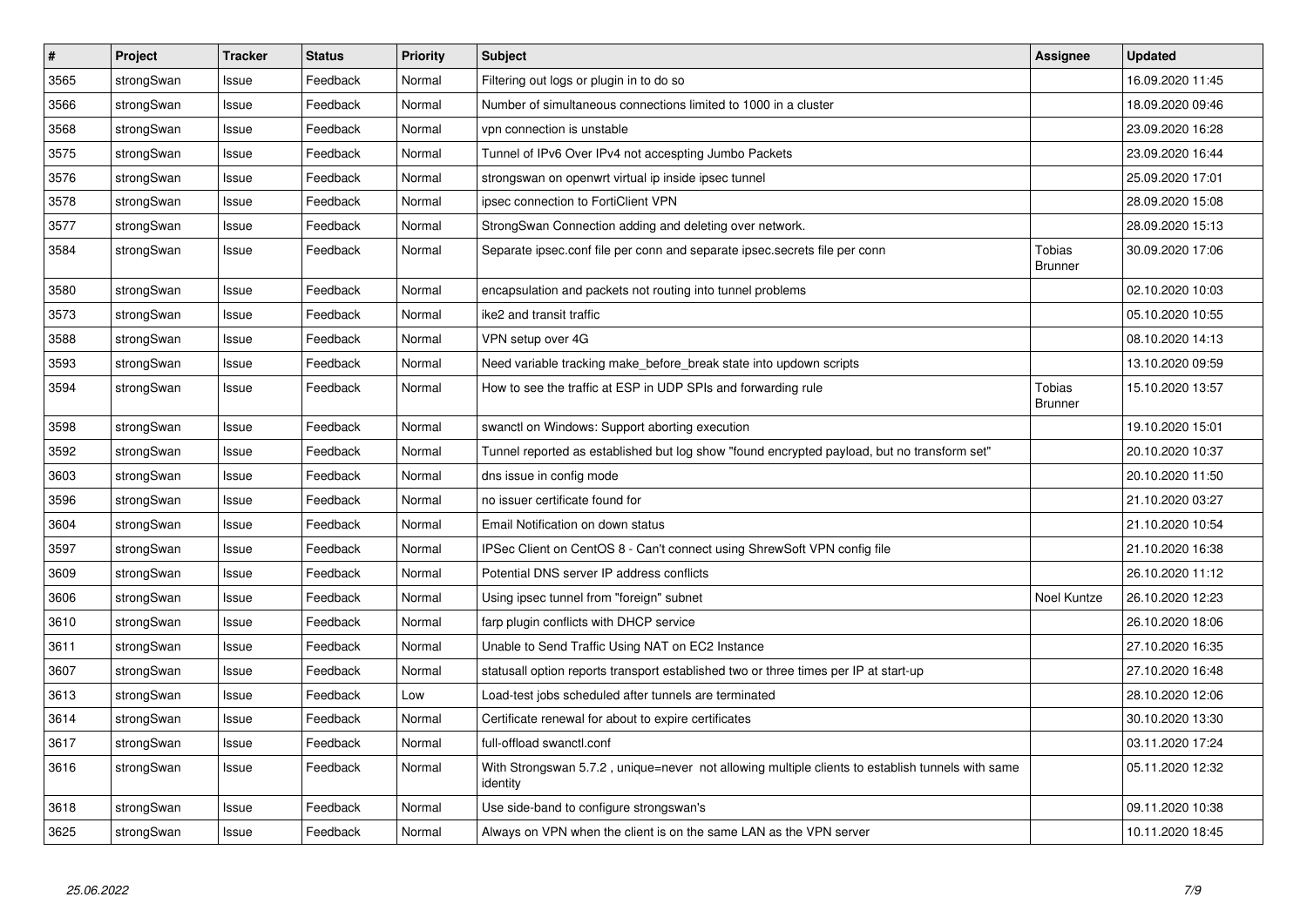| # | Project | Tracker | Status | Priority | Subject | Assignee | Updated |
|---|---|---|---|---|---|---|---|
| 3565 | strongSwan | Issue | Feedback | Normal | Filtering out logs or plugin in to do so | | 16.09.2020 11:45 |
| 3566 | strongSwan | Issue | Feedback | Normal | Number of simultaneous connections limited to 1000 in a cluster | | 18.09.2020 09:46 |
| 3568 | strongSwan | Issue | Feedback | Normal | vpn connection is unstable | | 23.09.2020 16:28 |
| 3575 | strongSwan | Issue | Feedback | Normal | Tunnel of IPv6 Over IPv4 not accespting Jumbo Packets | | 23.09.2020 16:44 |
| 3576 | strongSwan | Issue | Feedback | Normal | strongswan on openwrt virtual ip inside ipsec tunnel | | 25.09.2020 17:01 |
| 3578 | strongSwan | Issue | Feedback | Normal | ipsec connection to FortiClient VPN | | 28.09.2020 15:08 |
| 3577 | strongSwan | Issue | Feedback | Normal | StrongSwan Connection adding and deleting over network. | | 28.09.2020 15:13 |
| 3584 | strongSwan | Issue | Feedback | Normal | Separate ipsec.conf file per conn and separate ipsec.secrets file per conn | Tobias Brunner | 30.09.2020 17:06 |
| 3580 | strongSwan | Issue | Feedback | Normal | encapsulation and packets not routing into tunnel problems | | 02.10.2020 10:03 |
| 3573 | strongSwan | Issue | Feedback | Normal | ike2 and transit traffic | | 05.10.2020 10:55 |
| 3588 | strongSwan | Issue | Feedback | Normal | VPN setup over 4G | | 08.10.2020 14:13 |
| 3593 | strongSwan | Issue | Feedback | Normal | Need variable tracking make_before_break state into updown scripts | | 13.10.2020 09:59 |
| 3594 | strongSwan | Issue | Feedback | Normal | How to see the traffic at ESP in UDP SPIs and forwarding rule | Tobias Brunner | 15.10.2020 13:57 |
| 3598 | strongSwan | Issue | Feedback | Normal | swanctl on Windows: Support aborting execution | | 19.10.2020 15:01 |
| 3592 | strongSwan | Issue | Feedback | Normal | Tunnel reported as established but log show "found encrypted payload, but no transform set" | | 20.10.2020 10:37 |
| 3603 | strongSwan | Issue | Feedback | Normal | dns issue in config mode | | 20.10.2020 11:50 |
| 3596 | strongSwan | Issue | Feedback | Normal | no issuer certificate found for | | 21.10.2020 03:27 |
| 3604 | strongSwan | Issue | Feedback | Normal | Email Notification on down status | | 21.10.2020 10:54 |
| 3597 | strongSwan | Issue | Feedback | Normal | IPSec Client on CentOS 8 - Can't connect using ShrewSoft VPN config file | | 21.10.2020 16:38 |
| 3609 | strongSwan | Issue | Feedback | Normal | Potential DNS server IP address conflicts | | 26.10.2020 11:12 |
| 3606 | strongSwan | Issue | Feedback | Normal | Using ipsec tunnel from "foreign" subnet | Noel Kuntze | 26.10.2020 12:23 |
| 3610 | strongSwan | Issue | Feedback | Normal | farp plugin conflicts with DHCP service | | 26.10.2020 18:06 |
| 3611 | strongSwan | Issue | Feedback | Normal | Unable to Send Traffic Using NAT on EC2 Instance | | 27.10.2020 16:35 |
| 3607 | strongSwan | Issue | Feedback | Normal | statusall option reports transport established two or three times per IP at start-up | | 27.10.2020 16:48 |
| 3613 | strongSwan | Issue | Feedback | Low | Load-test jobs scheduled after tunnels are terminated | | 28.10.2020 12:06 |
| 3614 | strongSwan | Issue | Feedback | Normal | Certificate renewal for about to expire certificates | | 30.10.2020 13:30 |
| 3617 | strongSwan | Issue | Feedback | Normal | full-offload swanctl.conf | | 03.11.2020 17:24 |
| 3616 | strongSwan | Issue | Feedback | Normal | With Strongswan 5.7.2 , unique=never not allowing multiple clients to establish tunnels with same identity | | 05.11.2020 12:32 |
| 3618 | strongSwan | Issue | Feedback | Normal | Use side-band to configure strongswan's | | 09.11.2020 10:38 |
| 3625 | strongSwan | Issue | Feedback | Normal | Always on VPN when the client is on the same LAN as the VPN server | | 10.11.2020 18:45 |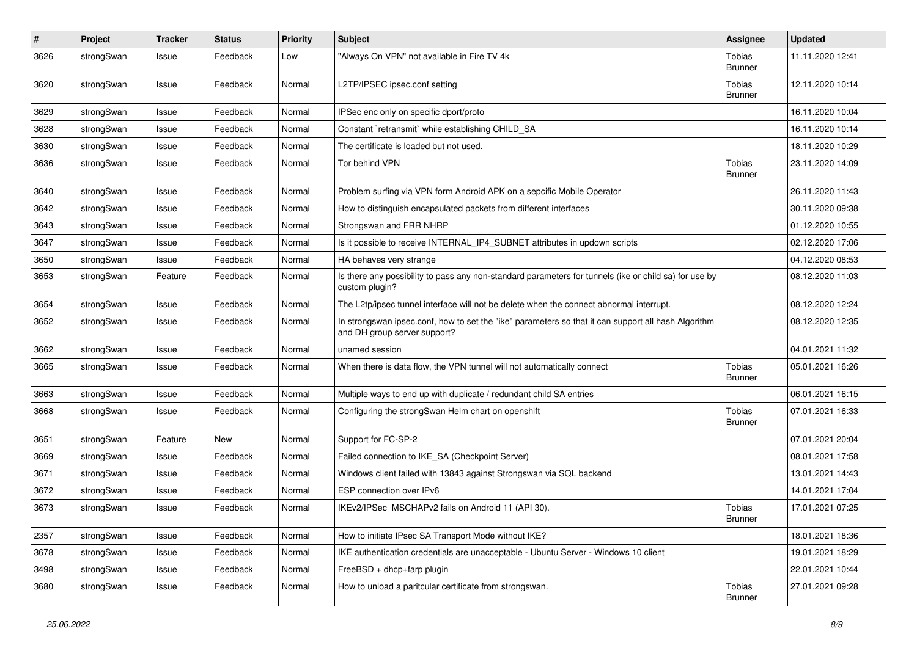| # | Project | Tracker | Status | Priority | Subject | Assignee | Updated |
|---|---|---|---|---|---|---|---|
| 3626 | strongSwan | Issue | Feedback | Low | "Always On VPN" not available in Fire TV 4k | Tobias Brunner | 11.11.2020 12:41 |
| 3620 | strongSwan | Issue | Feedback | Normal | L2TP/IPSEC ipsec.conf setting | Tobias Brunner | 12.11.2020 10:14 |
| 3629 | strongSwan | Issue | Feedback | Normal | IPSec enc only on specific dport/proto | | 16.11.2020 10:04 |
| 3628 | strongSwan | Issue | Feedback | Normal | Constant `retransmit` while establishing CHILD_SA | | 16.11.2020 10:14 |
| 3630 | strongSwan | Issue | Feedback | Normal | The certificate is loaded but not used. | | 18.11.2020 10:29 |
| 3636 | strongSwan | Issue | Feedback | Normal | Tor behind VPN | Tobias Brunner | 23.11.2020 14:09 |
| 3640 | strongSwan | Issue | Feedback | Normal | Problem surfing via VPN form Android APK on a sepcific Mobile Operator | | 26.11.2020 11:43 |
| 3642 | strongSwan | Issue | Feedback | Normal | How to distinguish encapsulated packets from different interfaces | | 30.11.2020 09:38 |
| 3643 | strongSwan | Issue | Feedback | Normal | Strongswan and FRR NHRP | | 01.12.2020 10:55 |
| 3647 | strongSwan | Issue | Feedback | Normal | Is it possible to receive INTERNAL_IP4_SUBNET attributes in updown scripts | | 02.12.2020 17:06 |
| 3650 | strongSwan | Issue | Feedback | Normal | HA behaves very strange | | 04.12.2020 08:53 |
| 3653 | strongSwan | Feature | Feedback | Normal | Is there any possibility to pass any non-standard parameters for tunnels (ike or child sa) for use by custom plugin? | | 08.12.2020 11:03 |
| 3654 | strongSwan | Issue | Feedback | Normal | The L2tp/ipsec tunnel interface will not be delete when the connect abnormal interrupt. | | 08.12.2020 12:24 |
| 3652 | strongSwan | Issue | Feedback | Normal | In strongswan ipsec.conf, how to set the "ike" parameters so that it can support all hash Algorithm and DH group server support? | | 08.12.2020 12:35 |
| 3662 | strongSwan | Issue | Feedback | Normal | unamed session | | 04.01.2021 11:32 |
| 3665 | strongSwan | Issue | Feedback | Normal | When there is data flow, the VPN tunnel will not automatically connect | Tobias Brunner | 05.01.2021 16:26 |
| 3663 | strongSwan | Issue | Feedback | Normal | Multiple ways to end up with duplicate / redundant child SA entries | | 06.01.2021 16:15 |
| 3668 | strongSwan | Issue | Feedback | Normal | Configuring the strongSwan Helm chart on openshift | Tobias Brunner | 07.01.2021 16:33 |
| 3651 | strongSwan | Feature | New | Normal | Support for FC-SP-2 | | 07.01.2021 20:04 |
| 3669 | strongSwan | Issue | Feedback | Normal | Failed connection to IKE_SA (Checkpoint Server) | | 08.01.2021 17:58 |
| 3671 | strongSwan | Issue | Feedback | Normal | Windows client failed with 13843 against Strongswan via SQL backend | | 13.01.2021 14:43 |
| 3672 | strongSwan | Issue | Feedback | Normal | ESP connection over IPv6 | | 14.01.2021 17:04 |
| 3673 | strongSwan | Issue | Feedback | Normal | IKEv2/IPSec MSCHAPv2 fails on Android 11 (API 30). | Tobias Brunner | 17.01.2021 07:25 |
| 2357 | strongSwan | Issue | Feedback | Normal | How to initiate IPsec SA Transport Mode without IKE? | | 18.01.2021 18:36 |
| 3678 | strongSwan | Issue | Feedback | Normal | IKE authentication credentials are unacceptable - Ubuntu Server - Windows 10 client | | 19.01.2021 18:29 |
| 3498 | strongSwan | Issue | Feedback | Normal | FreeBSD + dhcp+farp plugin | | 22.01.2021 10:44 |
| 3680 | strongSwan | Issue | Feedback | Normal | How to unload a paritcular certificate from strongswan. | Tobias Brunner | 27.01.2021 09:28 |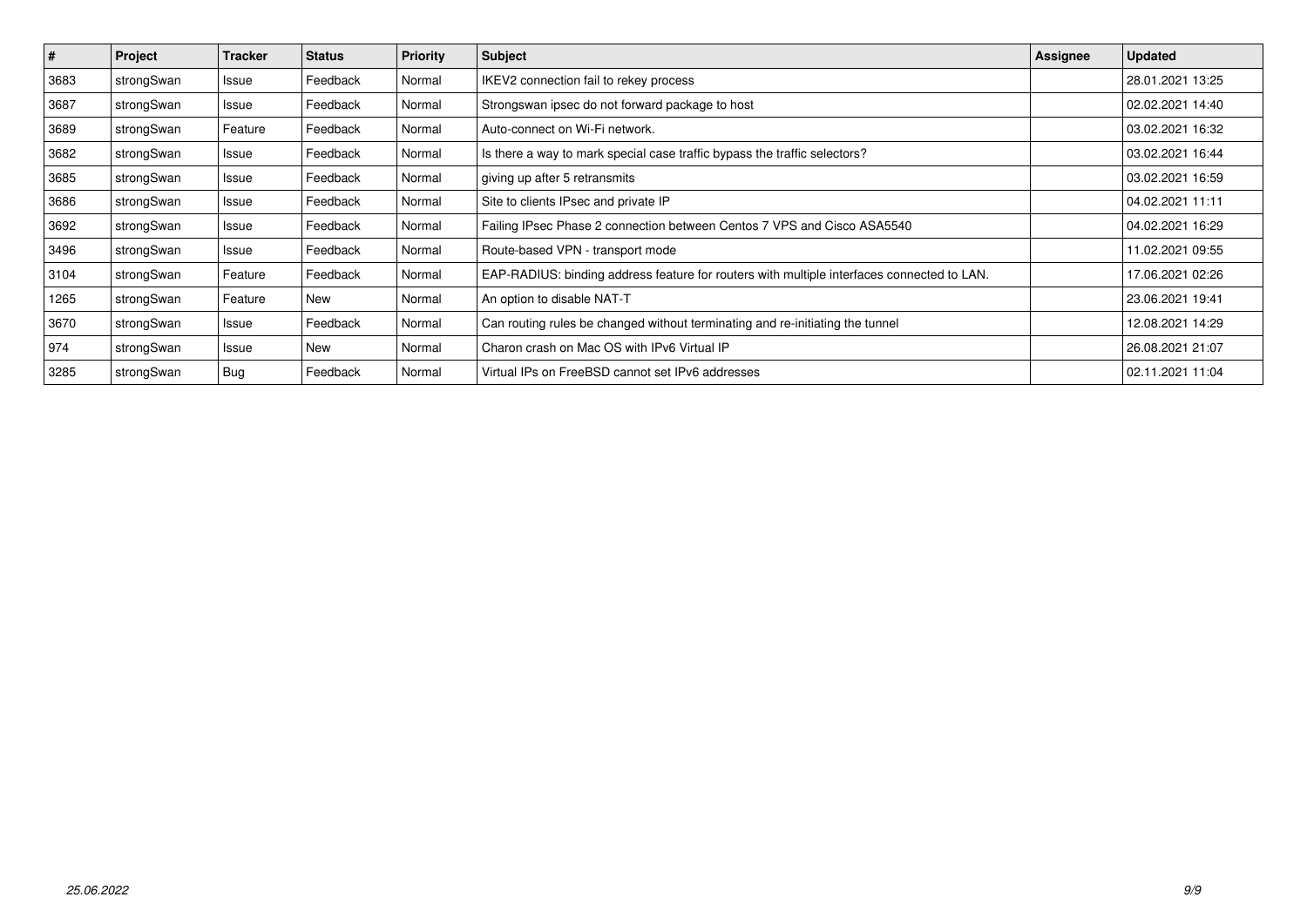| # | Project | Tracker | Status | Priority | Subject | Assignee | Updated |
|---|---|---|---|---|---|---|---|
| 3683 | strongSwan | Issue | Feedback | Normal | IKEV2 connection fail to rekey process | | 28.01.2021 13:25 |
| 3687 | strongSwan | Issue | Feedback | Normal | Strongswan ipsec do not forward package to host | | 02.02.2021 14:40 |
| 3689 | strongSwan | Feature | Feedback | Normal | Auto-connect on Wi-Fi network. | | 03.02.2021 16:32 |
| 3682 | strongSwan | Issue | Feedback | Normal | Is there a way to mark special case traffic bypass the traffic selectors? | | 03.02.2021 16:44 |
| 3685 | strongSwan | Issue | Feedback | Normal | giving up after 5 retransmits | | 03.02.2021 16:59 |
| 3686 | strongSwan | Issue | Feedback | Normal | Site to clients IPsec and private IP | | 04.02.2021 11:11 |
| 3692 | strongSwan | Issue | Feedback | Normal | Failing IPsec Phase 2 connection between Centos 7 VPS and Cisco ASA5540 | | 04.02.2021 16:29 |
| 3496 | strongSwan | Issue | Feedback | Normal | Route-based VPN - transport mode | | 11.02.2021 09:55 |
| 3104 | strongSwan | Feature | Feedback | Normal | EAP-RADIUS: binding address feature for routers with multiple interfaces connected to LAN. | | 17.06.2021 02:26 |
| 1265 | strongSwan | Feature | New | Normal | An option to disable NAT-T | | 23.06.2021 19:41 |
| 3670 | strongSwan | Issue | Feedback | Normal | Can routing rules be changed without terminating and re-initiating the tunnel | | 12.08.2021 14:29 |
| 974 | strongSwan | Issue | New | Normal | Charon crash on Mac OS with IPv6 Virtual IP | | 26.08.2021 21:07 |
| 3285 | strongSwan | Bug | Feedback | Normal | Virtual IPs on FreeBSD cannot set IPv6 addresses | | 02.11.2021 11:04 |